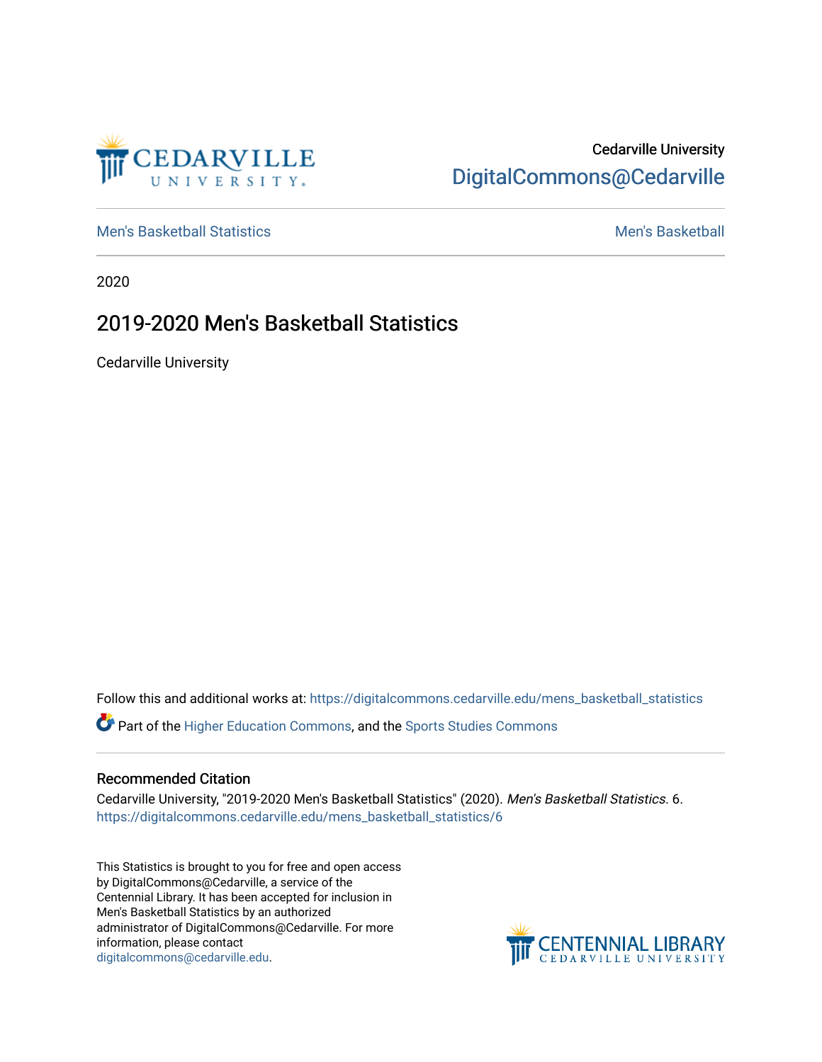Cedarville University

DigitalCommons@Cedarville

Men's Basketball Statistics | Men's Basketball

2020

# 2019-2020 Men's Basketball Statistics

Cedarville University

Follow this and additional works at: https://digitalcommons.cedarville.edu/mens_basketball_statistics

Part of the Higher Education Commons, and the Sports Studies Commons

## Recommended Citation

Cedarville University, "2019-2020 Men's Basketball Statistics" (2020). *Men's Basketball Statistics*. 6. https://digitalcommons.cedarville.edu/mens_basketball_statistics/6

This Statistics is brought to you for free and open access by DigitalCommons@Cedarville, a service of the Centennial Library. It has been accepted for inclusion in Men's Basketball Statistics by an authorized administrator of DigitalCommons@Cedarville. For more information, please contact digitalcommons@cedarville.edu.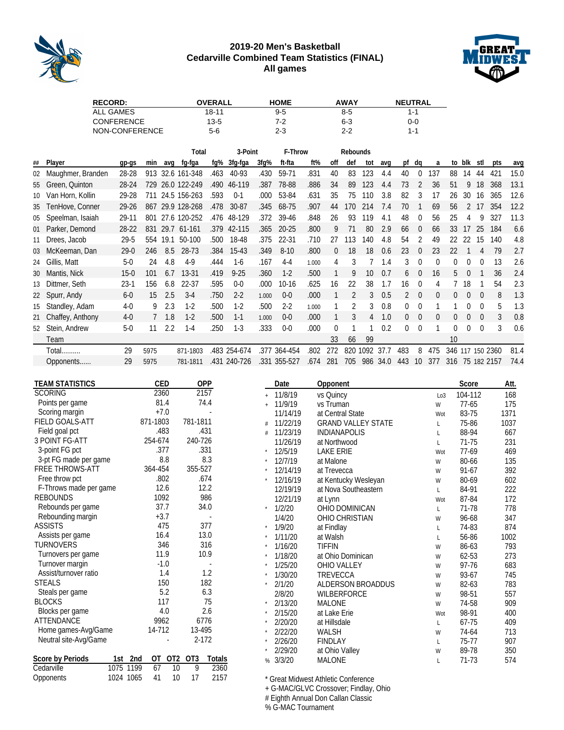## 2019-20 Men's Basketball
## Cedarville Combined Team Statistics (FINAL)
## All games

| RECORD: | OVERALL | HOME | AWAY | NEUTRAL |
|---|---|---|---|---|
| ALL GAMES | 18-11 | 9-5 | 8-5 | 1-1 |
| CONFERENCE | 13-5 | 7-2 | 6-3 | 0-0 |
| NON-CONFERENCE | 5-6 | 2-3 | 2-2 | 1-1 |

| ## | Player | gp-gs | min | avg | Total fg-fga | fg% | 3-Point 3fg-fga | 3fg% | F-Throw ft-fta | ft% | Rebounds off | def | tot | avg | pf | dq | a | to | blk | stl | pts | avg |
|---|---|---|---|---|---|---|---|---|---|---|---|---|---|---|---|---|---|---|---|---|---|---|
| 02 | Maughmer, Branden | 28-28 | 913 | 32.6 | 161-348 | .463 | 40-93 | .430 | 59-71 | .831 | 40 | 83 | 123 | 4.4 | 40 | 0 | 137 | 88 | 14 | 44 | 421 | 15.0 |
| 55 | Green, Quinton | 28-24 | 729 | 26.0 | 122-249 | .490 | 46-119 | .387 | 78-88 | .886 | 34 | 89 | 123 | 4.4 | 73 | 2 | 36 | 51 | 9 | 18 | 368 | 13.1 |
| 10 | Van Horn, Kollin | 29-28 | 711 | 24.5 | 156-263 | .593 | 0-1 | .000 | 53-84 | .631 | 35 | 75 | 110 | 3.8 | 82 | 3 | 17 | 26 | 30 | 16 | 365 | 12.6 |
| 35 | TenHove, Conner | 29-26 | 867 | 29.9 | 128-268 | .478 | 30-87 | .345 | 68-75 | .907 | 44 | 170 | 214 | 7.4 | 70 | 1 | 69 | 56 | 2 | 17 | 354 | 12.2 |
| 05 | Speelman, Isaiah | 29-11 | 801 | 27.6 | 120-252 | .476 | 48-129 | .372 | 39-46 | .848 | 26 | 93 | 119 | 4.1 | 48 | 0 | 56 | 25 | 4 | 9 | 327 | 11.3 |
| 01 | Parker, Demond | 28-22 | 831 | 29.7 | 61-161 | .379 | 42-115 | .365 | 20-25 | .800 | 9 | 71 | 80 | 2.9 | 66 | 0 | 66 | 33 | 17 | 25 | 184 | 6.6 |
| 11 | Drees, Jacob | 29-5 | 554 | 19.1 | 50-100 | .500 | 18-48 | .375 | 22-31 | .710 | 27 | 113 | 140 | 4.8 | 54 | 2 | 49 | 22 | 22 | 15 | 140 | 4.8 |
| 03 | McKeeman, Dan | 29-0 | 246 | 8.5 | 28-73 | .384 | 15-43 | .349 | 8-10 | .800 | 0 | 18 | 18 | 0.6 | 23 | 0 | 23 | 22 | 1 | 4 | 79 | 2.7 |
| 24 | Gillis, Matt | 5-0 | 24 | 4.8 | 4-9 | .444 | 1-6 | .167 | 4-4 | 1.000 | 4 | 3 | 7 | 1.4 | 3 | 0 | 0 | 0 | 0 | 0 | 13 | 2.6 |
| 30 | Mantis, Nick | 15-0 | 101 | 6.7 | 13-31 | .419 | 9-25 | .360 | 1-2 | .500 | 1 | 9 | 10 | 0.7 | 6 | 0 | 16 | 5 | 0 | 1 | 36 | 2.4 |
| 13 | Dittmer, Seth | 23-1 | 156 | 6.8 | 22-37 | .595 | 0-0 | .000 | 10-16 | .625 | 16 | 22 | 38 | 1.7 | 16 | 0 | 4 | 7 | 18 | 1 | 54 | 2.3 |
| 22 | Spurr, Andy | 6-0 | 15 | 2.5 | 3-4 | .750 | 2-2 | 1.000 | 0-0 | .000 | 1 | 2 | 3 | 0.5 | 2 | 0 | 0 | 0 | 0 | 0 | 8 | 1.3 |
| 15 | Standley, Adam | 4-0 | 9 | 2.3 | 1-2 | .500 | 1-2 | .500 | 2-2 | 1.000 | 1 | 2 | 3 | 0.8 | 0 | 0 | 1 | 1 | 0 | 0 | 5 | 1.3 |
| 21 | Chaffey, Anthony | 4-0 | 7 | 1.8 | 1-2 | .500 | 1-1 | 1.000 | 0-0 | .000 | 1 | 3 | 4 | 1.0 | 0 | 0 | 0 | 0 | 0 | 0 | 3 | 0.8 |
| 52 | Stein, Andrew | 5-0 | 11 | 2.2 | 1-4 | .250 | 1-3 | .333 | 0-0 | .000 | 0 | 1 | 1 | 0.2 | 0 | 0 | 1 | 0 | 0 | 0 | 3 | 0.6 |
| | Team | | | | | | | | | | 33 | 66 | 99 | | | | | 10 | | | | |
| | Total.......... | 29 | 5975 | | 871-1803 | .483 | 254-674 | .377 | 364-454 | .802 | 272 | 820 | 1092 | 37.7 | 483 | 8 | 475 | 346 | 117 | 150 | 2360 | 81.4 |
| | Opponents...... | 29 | 5975 | | 781-1811 | .431 | 240-726 | .331 | 355-527 | .674 | 281 | 705 | 986 | 34.0 | 443 | 10 | 377 | 316 | 75 | 182 | 2157 | 74.4 |

| TEAM STATISTICS | CED | OPP |
|---|---|---|
| SCORING | 2360 | 2157 |
| Points per game | 81.4 | 74.4 |
| Scoring margin | +7.0 | - |
| FIELD GOALS-ATT | 871-1803 | 781-1811 |
| Field goal pct | .483 | .431 |
| 3 POINT FG-ATT | 254-674 | 240-726 |
| 3-point FG pct | .377 | .331 |
| 3-pt FG made per game | 8.8 | 8.3 |
| FREE THROWS-ATT | 364-454 | 355-527 |
| Free throw pct | .802 | .674 |
| F-Throws made per game | 12.6 | 12.2 |
| REBOUNDS | 1092 | 986 |
| Rebounds per game | 37.7 | 34.0 |
| Rebounding margin | +3.7 | - |
| ASSISTS | 475 | 377 |
| Assists per game | 16.4 | 13.0 |
| TURNOVERS | 346 | 316 |
| Turnovers per game | 11.9 | 10.9 |
| Turnover margin | -1.0 | - |
| Assist/turnover ratio | 1.4 | 1.2 |
| STEALS | 150 | 182 |
| Steals per game | 5.2 | 6.3 |
| BLOCKS | 117 | 75 |
| Blocks per game | 4.0 | 2.6 |
| ATTENDANCE | 9962 | 6776 |
| Home games-Avg/Game | 14-712 | 13-495 |
| Neutral site-Avg/Game | - | 2-172 |

| Score by Periods | 1st | 2nd | OT | OT2 | OT3 | Totals |
|---|---|---|---|---|---|---|
| Cedarville | 1075 | 1199 | 67 | 10 | 9 | 2360 |
| Opponents | 1024 | 1065 | 41 | 10 | 17 | 2157 |

| | Date | Opponent | | Score | Att. |
|---|---|---|---|---|---|
| + | 11/8/19 | vs Quincy | Lo3 | 104-112 | 168 |
| + | 11/9/19 | vs Truman | W | 77-65 | 175 |
| | 11/14/19 | at Central State | Wot | 83-75 | 1371 |
| # | 11/22/19 | GRAND VALLEY STATE | L | 75-86 | 1037 |
| # | 11/23/19 | INDIANAPOLIS | L | 88-94 | 667 |
| | 11/26/19 | at Northwood | L | 71-75 | 231 |
| * | 12/5/19 | LAKE ERIE | Wot | 77-69 | 469 |
| * | 12/7/19 | at Malone | W | 80-66 | 135 |
| * | 12/14/19 | at Trevecca | W | 91-67 | 392 |
| * | 12/16/19 | at Kentucky Wesleyan | W | 80-69 | 602 |
| | 12/19/19 | at Nova Southeastern | L | 84-91 | 222 |
| | 12/21/19 | at Lynn | Wot | 87-84 | 172 |
| * | 1/2/20 | OHIO DOMINICAN | L | 71-78 | 778 |
| | 1/4/20 | OHIO CHRISTIAN | W | 96-68 | 347 |
| * | 1/9/20 | at Findlay | L | 74-83 | 874 |
| * | 1/11/20 | at Walsh | L | 56-86 | 1002 |
| * | 1/16/20 | TIFFIN | W | 86-63 | 793 |
| * | 1/18/20 | at Ohio Dominican | W | 62-53 | 273 |
| * | 1/25/20 | OHIO VALLEY | W | 97-76 | 683 |
| * | 1/30/20 | TREVECCA | W | 93-67 | 745 |
| * | 2/1/20 | ALDERSON BROADDUS | W | 82-63 | 783 |
| | 2/8/20 | WILBERFORCE | W | 98-51 | 557 |
| * | 2/13/20 | MALONE | W | 74-58 | 909 |
| * | 2/15/20 | at Lake Erie | Wot | 98-91 | 400 |
| * | 2/20/20 | at Hillsdale | L | 67-75 | 409 |
| * | 2/22/20 | WALSH | W | 74-64 | 713 |
| * | 2/26/20 | FINDLAY | L | 75-77 | 907 |
| * | 2/29/20 | at Ohio Valley | W | 89-78 | 350 |
| % | 3/3/20 | MALONE | L | 71-73 | 574 |

\* Great Midwest Athletic Conference
+ G-MAC/GLVC Crossover; Findlay, Ohio
# Eighth Annual Don Callan Classic
% G-MAC Tournament